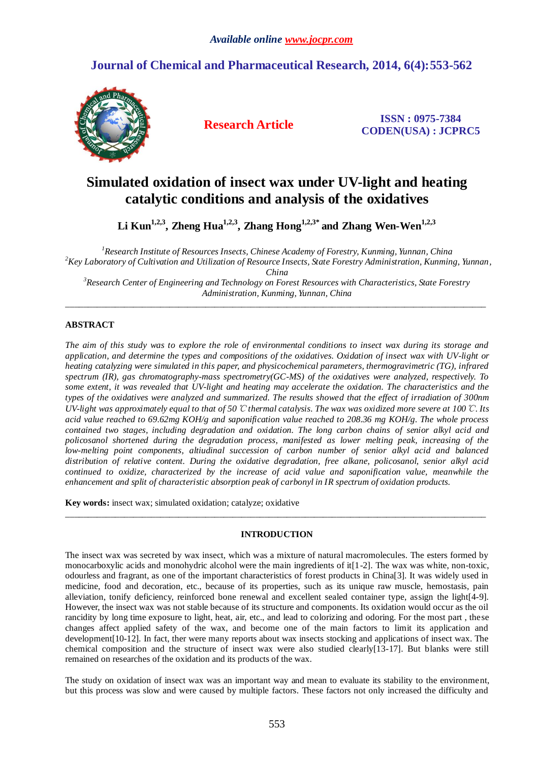*Available online www.jocpr.com*

## Journal of Chemical and Pharmaceutical Research, 2014, 6(4):553-562

**Research Article**

**ISSN : 0975-7384**
**CODEN(USA) : JCPRC5**

# Simulated oxidation of insect wax under UV-light and heating catalytic conditions and analysis of the oxidatives

**Li Kun[1,2,3], Zheng Hua[1,2,3], Zhang Hong[1,2,3*] and Zhang Wen-Wen[1,2,3]**

*[1]Research Institute of Resources Insects, Chinese Academy of Forestry, Kunming, Yunnan, China*
*[2]Key Laboratory of Cultivation and Utilization of Resource Insects, State Forestry Administration, Kunming, Yunnan, China*
*[3]Research Center of Engineering and Technology on Forest Resources with Characteristics, State Forestry Administration, Kunming, Yunnan, China*

---

## ABSTRACT

*The aim of this study was to explore the role of environmental conditions to insect wax during its storage and application, and determine the types and compositions of the oxidatives. Oxidation of insect wax with UV-light or heating catalyzing were simulated in this paper, and physicochemical parameters, thermogravimetric (TG), infrared spectrum (IR), gas chromatography-mass spectrometry(GC-MS) of the oxidatives were analyzed, respectively. To some extent, it was revealed that UV-light and heating may accelerate the oxidation. The characteristics and the types of the oxidatives were analyzed and summarized. The results showed that the effect of irradiation of 300nm UV-light was approximately equal to that of 50 ℃ thermal catalysis. The wax was oxidized more severe at 100 ℃. Its acid value reached to 69.62mg KOH/g and saponification value reached to 208.36 mg KOH/g. The whole process contained two stages, including degradation and oxidation. The long carbon chains of senior alkyl acid and policosanol shortened during the degradation process, manifested as lower melting peak, increasing of the low-melting point components, altiudinal succession of carbon number of senior alkyl acid and balanced distribution of relative content. During the oxidative degradation, free alkane, policosanol, senior alkyl acid continued to oxidize, characterized by the increase of acid value and saponification value, meanwhile the enhancement and split of characteristic absorption peak of carbonyl in IR spectrum of oxidation products.*

**Key words:** insect wax; simulated oxidation; catalyze; oxidative

---

## INTRODUCTION

The insect wax was secreted by wax insect, which was a mixture of natural macromolecules. The esters formed by monocarboxylic acids and monohydric alcohol were the main ingredients of it[1-2]. The wax was white, non-toxic, odourless and fragrant, as one of the important characteristics of forest products in China[3]. It was widely used in medicine, food and decoration, etc., because of its properties, such as its unique raw wax muscle, hemostasis, pain alleviation, tonify deficiency, reinforced bone renewal and excellent sealed container type, assign the light[4-9]. However, the insect wax was not stable because of its structure and components. Its oxidation would occur as the oil rancidity by long time exposure to light, heat, air, etc., and lead to colorizing and odoring. For the most part , these changes affect applied safety of the wax, and become one of the main factors to limit its application and development[10-12]. In fact, ther were many reports about wax insects stocking and applications of insect wax. The chemical composition and the structure of insect wax were also studied clearly[13-17]. But blanks were still remained on researches of the oxidation and its products of the wax.

The study on oxidation of insect wax was an important way and mean to evaluate its stability to the environment, but this process was slow and were caused by multiple factors. These factors not only increased the difficulty and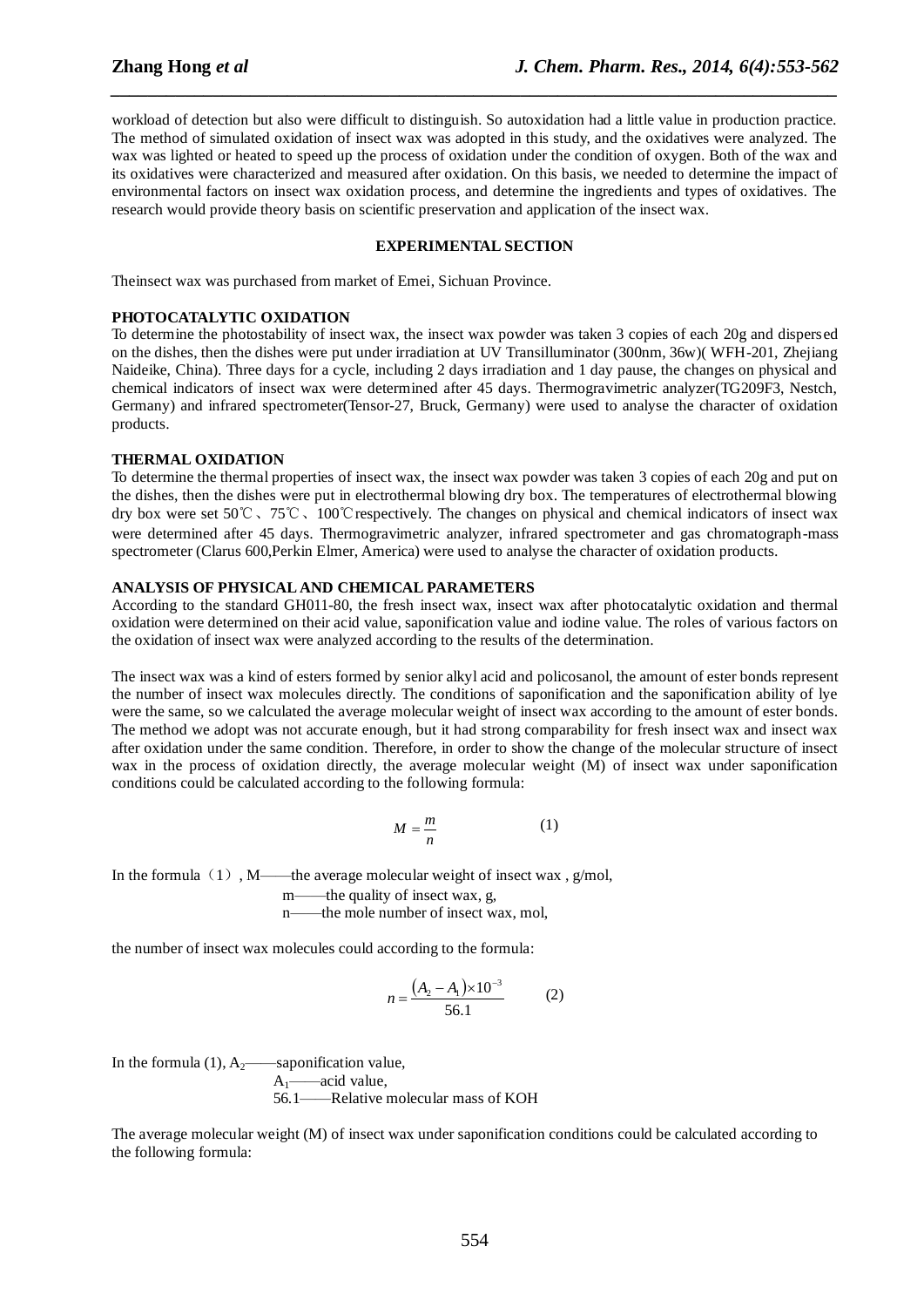workload of detection but also were difficult to distinguish. So autoxidation had a little value in production practice. The method of simulated oxidation of insect wax was adopted in this study, and the oxidatives were analyzed. The wax was lighted or heated to speed up the process of oxidation under the condition of oxygen. Both of the wax and its oxidatives were characterized and measured after oxidation. On this basis, we needed to determine the impact of environmental factors on insect wax oxidation process, and determine the ingredients and types of oxidatives. The research would provide theory basis on scientific preservation and application of the insect wax.

## EXPERIMENTAL SECTION

Theinsect wax was purchased from market of Emei, Sichuan Province.

### PHOTOCATALYTIC OXIDATION

To determine the photostability of insect wax, the insect wax powder was taken 3 copies of each 20g and dispersed on the dishes, then the dishes were put under irradiation at UV Transilluminator (300nm, 36w)( WFH-201, Zhejiang Naideike, China). Three days for a cycle, including 2 days irradiation and 1 day pause, the changes on physical and chemical indicators of insect wax were determined after 45 days. Thermogravimetric analyzer(TG209F3, Nestch, Germany) and infrared spectrometer(Tensor-27, Bruck, Germany) were used to analyse the character of oxidation products.

### THERMAL OXIDATION

To determine the thermal properties of insect wax, the insect wax powder was taken 3 copies of each 20g and put on the dishes, then the dishes were put in electrothermal blowing dry box. The temperatures of electrothermal blowing dry box were set 50℃、75℃、100℃respectively. The changes on physical and chemical indicators of insect wax were determined after 45 days. Thermogravimetric analyzer, infrared spectrometer and gas chromatograph-mass spectrometer (Clarus 600,Perkin Elmer, America) were used to analyse the character of oxidation products.

### ANALYSIS OF PHYSICAL AND CHEMICAL PARAMETERS

According to the standard GH011-80, the fresh insect wax, insect wax after photocatalytic oxidation and thermal oxidation were determined on their acid value, saponification value and iodine value. The roles of various factors on the oxidation of insect wax were analyzed according to the results of the determination.

The insect wax was a kind of esters formed by senior alkyl acid and policosanol, the amount of ester bonds represent the number of insect wax molecules directly. The conditions of saponification and the saponification ability of lye were the same, so we calculated the average molecular weight of insect wax according to the amount of ester bonds. The method we adopt was not accurate enough, but it had strong comparability for fresh insect wax and insect wax after oxidation under the same condition. Therefore, in order to show the change of the molecular structure of insect wax in the process of oxidation directly, the average molecular weight (M) of insect wax under saponification conditions could be calculated according to the following formula:

$$M = \frac{m}{n} \qquad (1)$$

In the formula（1）, M——the average molecular weight of insect wax , g/mol,

m——the quality of insect wax, g,

n——the mole number of insect wax, mol,

the number of insect wax molecules could according to the formula:

$$n = \frac{(A_2 - A_1)\times 10^{-3}}{56.1} \qquad (2)$$

In the formula (1), $A_2$——saponification value,

$A_1$——acid value,

56.1——Relative molecular mass of KOH

The average molecular weight (M) of insect wax under saponification conditions could be calculated according to the following formula: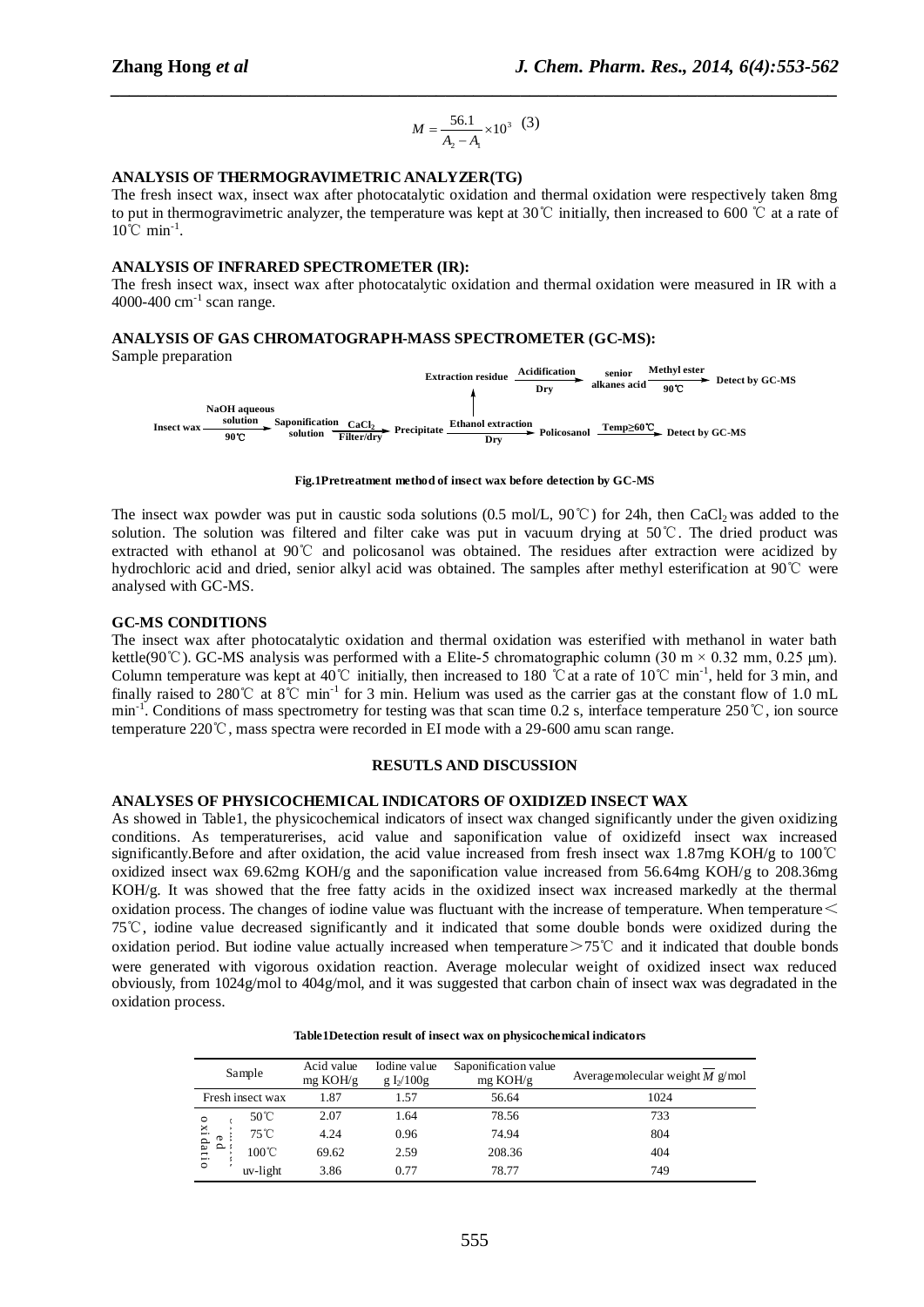$$M = \frac{56.1}{A_2 - A_1} \times 10^3 \quad (3)$$

### ANALYSIS OF THERMOGRAVIMETRIC ANALYZER(TG)

The fresh insect wax, insect wax after photocatalytic oxidation and thermal oxidation were respectively taken 8mg to put in thermogravimetric analyzer, the temperature was kept at 30℃ initially, then increased to 600 ℃ at a rate of 10℃ $min^{-1}$.

### ANALYSIS OF INFRARED SPECTROMETER (IR):

The fresh insect wax, insect wax after photocatalytic oxidation and thermal oxidation were measured in IR with a 4000-400 $cm^{-1}$ scan range.

### ANALYSIS OF GAS CHROMATOGRAPH-MASS SPECTROMETER (GC-MS):

Sample preparation

Insect wax → (NaOH aqueous solution, 90℃) → Saponification solution → ($CaCl_2$, Filter/dry) → Precipitate → (Ethanol extraction, Dry) → Policosanol → (Temp≥60℃) → Detect by GC-MS

Precipitate → Extraction residue → (Acidification, Dry) → senior alkanes acid → (Methyl ester, 90℃) → Detect by GC-MS

**Fig.1Pretreatment method of insect wax before detection by GC-MS**

The insect wax powder was put in caustic soda solutions (0.5 mol/L, 90℃) for 24h, then $CaCl_2$ was added to the solution. The solution was filtered and filter cake was put in vacuum drying at 50℃. The dried product was extracted with ethanol at 90℃ and policosanol was obtained. The residues after extraction were acidized by hydrochloric acid and dried, senior alkyl acid was obtained. The samples after methyl esterification at 90℃ were analysed with GC-MS.

### GC-MS CONDITIONS

The insect wax after photocatalytic oxidation and thermal oxidation was esterified with methanol in water bath kettle(90℃). GC-MS analysis was performed with a Elite-5 chromatographic column (30 m × 0.32 mm, 0.25 μm). Column temperature was kept at 40℃ initially, then increased to 180 ℃at a rate of 10℃ $min^{-1}$, held for 3 min, and finally raised to 280℃ at 8℃ $min^{-1}$ for 3 min. Helium was used as the carrier gas at the constant flow of 1.0 mL $min^{-1}$. Conditions of mass spectrometry for testing was that scan time 0.2 s, interface temperature 250℃, ion source temperature 220℃, mass spectra were recorded in EI mode with a 29-600 amu scan range.

## RESUTLS AND DISCUSSION

### ANALYSES OF PHYSICOCHEMICAL INDICATORS OF OXIDIZED INSECT WAX

As showed in Table1, the physicochemical indicators of insect wax changed significantly under the given oxidizing conditions. As temperaturerises, acid value and saponification value of oxidizefd insect wax increased significantly.Before and after oxidation, the acid value increased from fresh insect wax 1.87mg KOH/g to 100℃ oxidized insect wax 69.62mg KOH/g and the saponification value increased from 56.64mg KOH/g to 208.36mg KOH/g. It was showed that the free fatty acids in the oxidized insect wax increased markedly at the thermal oxidation process. The changes of iodine value was fluctuant with the increase of temperature. When temperature< 75℃, iodine value decreased significantly and it indicated that some double bonds were oxidized during the oxidation period. But iodine value actually increased when temperature>75℃ and it indicated that double bonds were generated with vigorous oxidation reaction. Average molecular weight of oxidized insect wax reduced obviously, from 1024g/mol to 404g/mol, and it was suggested that carbon chain of insect wax was degradated in the oxidation process.

**Table1Detection result of insect wax on physicochemical indicators**

| Sample | | Acid value mg KOH/g | Iodine value g $I_2$/100g | Saponification value mg KOH/g | Averagemolecular weight $\overline{M}$ g/mol |
|---|---|---|---|---|---|
| Fresh insect wax | | 1.87 | 1.57 | 56.64 | 1024 |
| oxidated | 50℃ | 2.07 | 1.64 | 78.56 | 733 |
| | 75℃ | 4.24 | 0.96 | 74.94 | 804 |
| | 100℃ | 69.62 | 2.59 | 208.36 | 404 |
| | uv-light | 3.86 | 0.77 | 78.77 | 749 |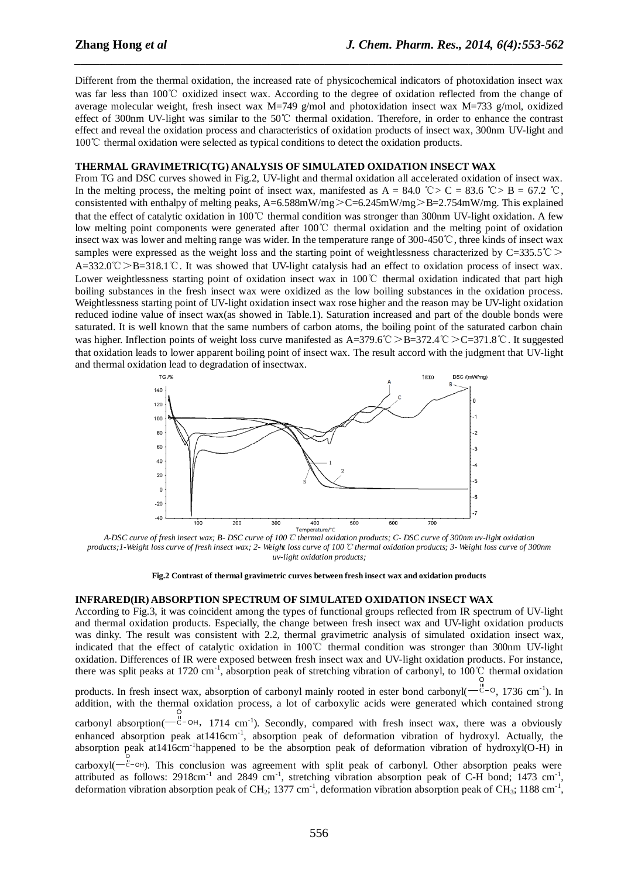Different from the thermal oxidation, the increased rate of physicochemical indicators of photoxidation insect wax was far less than 100℃ oxidized insect wax. According to the degree of oxidation reflected from the change of average molecular weight, fresh insect wax M=749 g/mol and photoxidation insect wax M=733 g/mol, oxidized effect of 300nm UV-light was similar to the 50℃ thermal oxidation. Therefore, in order to enhance the contrast effect and reveal the oxidation process and characteristics of oxidation products of insect wax, 300nm UV-light and 100℃ thermal oxidation were selected as typical conditions to detect the oxidation products.

**THERMAL GRAVIMETRIC(TG) ANALYSIS OF SIMULATED OXIDATION INSECT WAX**

From TG and DSC curves showed in Fig.2, UV-light and thermal oxidation all accelerated oxidation of insect wax. In the melting process, the melting point of insect wax, manifested as A = 84.0 ℃> C = 83.6 ℃> B = 67.2 ℃, consistented with enthalpy of melting peaks, A=6.588mW/mg＞C=6.245mW/mg＞B=2.754mW/mg. This explained that the effect of catalytic oxidation in 100℃ thermal condition was stronger than 300nm UV-light oxidation. A few low melting point components were generated after 100℃ thermal oxidation and the melting point of oxidation insect wax was lower and melting range was wider. In the temperature range of 300-450℃, three kinds of insect wax samples were expressed as the weight loss and the starting point of weightlessness characterized by C=335.5℃＞A=332.0℃＞B=318.1℃. It was showed that UV-light catalysis had an effect to oxidation process of insect wax. Lower weightlessness starting point of oxidation insect wax in 100℃ thermal oxidation indicated that part high boiling substances in the fresh insect wax were oxidized as the low boiling substances in the oxidation process. Weightlessness starting point of UV-light oxidation insect wax rose higher and the reason may be UV-light oxidation reduced iodine value of insect wax(as showed in Table.1). Saturation increased and part of the double bonds were saturated. It is well known that the same numbers of carbon atoms, the boiling point of the saturated carbon chain was higher. Inflection points of weight loss curve manifested as A=379.6℃＞B=372.4℃＞C=371.8℃. It suggested that oxidation leads to lower apparent boiling point of insect wax. The result accord with the judgment that UV-light and thermal oxidation lead to degradation of insectwax.

*A-DSC curve of fresh insect wax; B- DSC curve of 100℃ thermal oxidation products; C- DSC curve of 300nm uv-light oxidation products;1-Weight loss curve of fresh insect wax; 2- Weight loss curve of 100℃ thermal oxidation products; 3- Weight loss curve of 300nm uv-light oxidation products;*

**Fig.2 Contrast of thermal gravimetric curves between fresh insect wax and oxidation products**

**INFRARED(IR) ABSORPTION SPECTRUM OF SIMULATED OXIDATION INSECT WAX**

According to Fig.3, it was coincident among the types of functional groups reflected from IR spectrum of UV-light and thermal oxidation products. Especially, the change between fresh insect wax and UV-light oxidation products was dinky. The result was consistent with 2.2, thermal gravimetric analysis of simulated oxidation insect wax, indicated that the effect of catalytic oxidation in 100℃ thermal condition was stronger than 300nm UV-light oxidation. Differences of IR were exposed between fresh insect wax and UV-light oxidation products. For instance, there was split peaks at 1720 $cm^{-1}$, absorption peak of stretching vibration of carbonyl, to 100℃ thermal oxidation products. In fresh insect wax, absorption of carbonyl mainly rooted in ester bond carbonyl(—C(=O)-O, 1736 $cm^{-1}$). In addition, with the thermal oxidation process, a lot of carboxylic acids were generated which contained strong carbonyl absorption(—C(=O)-OH, 1714 $cm^{-1}$). Secondly, compared with fresh insect wax, there was a obviously enhanced absorption peak at1416$cm^{-1}$, absorption peak of deformation vibration of hydroxyl. Actually, the absorption peak at1416$cm^{-1}$happened to be the absorption peak of deformation vibration of hydroxyl(O-H) in carboxyl(—C(=O)-OH). This conclusion was agreement with split peak of carbonyl. Other absorption peaks were attributed as follows: 2918$cm^{-1}$ and 2849 $cm^{-1}$, stretching vibration absorption peak of C-H bond; 1473 $cm^{-1}$, deformation vibration absorption peak of $CH_2$; 1377 $cm^{-1}$, deformation vibration absorption peak of $CH_3$; 1188 $cm^{-1}$,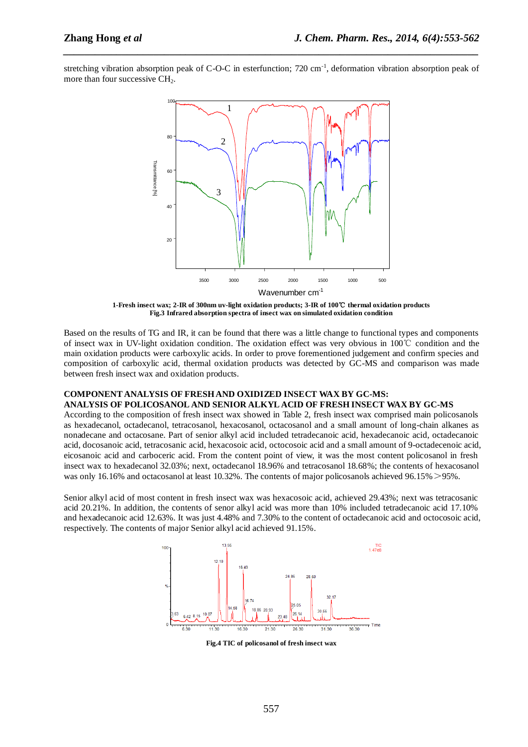stretching vibration absorption peak of C-O-C in esterfunction; 720 $cm^{-1}$, deformation vibration absorption peak of more than four successive $CH_2$.

1-Fresh insect wax; 2-IR of 300nm uv-light oxidation products; 3-IR of 100℃ thermal oxidation products
**Fig.3 Infrared absorption spectra of insect wax on simulated oxidation condition**

Based on the results of TG and IR, it can be found that there was a little change to functional types and components of insect wax in UV-light oxidation condition. The oxidation effect was very obvious in 100℃ condition and the main oxidation products were carboxylic acids. In order to prove forementioned judgement and confirm species and composition of carboxylic acid, thermal oxidation products was detected by GC-MS and comparison was made between fresh insect wax and oxidation products.

## COMPONENT ANALYSIS OF FRESH AND OXIDIZED INSECT WAX BY GC-MS:

### ANALYSIS OF POLICOSANOL AND SENIOR ALKYL ACID OF FRESH INSECT WAX BY GC-MS

According to the composition of fresh insect wax showed in Table 2, fresh insect wax comprised main policosanols as hexadecanol, octadecanol, tetracosanol, hexacosanol, octacosanol and a small amount of long-chain alkanes as nonadecane and octacosane. Part of senior alkyl acid included tetradecanoic acid, hexadecanoic acid, octadecanoic acid, docosanoic acid, tetracosanic acid, hexacosoic acid, octocosoic acid and a small amount of 9-octadecenoic acid, eicosanoic acid and carboceric acid. From the content point of view, it was the most content policosanol in fresh insect wax to hexadecanol 32.03%; next, octadecanol 18.96% and tetracosanol 18.68%; the contents of hexacosanol was only 16.16% and octacosanol at least 10.32%. The contents of major policosanols achieved 96.15%＞95%.

Senior alkyl acid of most content in fresh insect wax was hexacosoic acid, achieved 29.43%; next was tetracosanic acid 20.21%. In addition, the contents of senor alkyl acid was more than 10% included tetradecanoic acid 17.10% and hexadecanoic acid 12.63%. It was just 4.48% and 7.30% to the content of octadecanoic acid and octocosoic acid, respectively. The contents of major Senior alkyl acid achieved 91.15%.

**Fig.4 TIC of policosanol of fresh insect wax**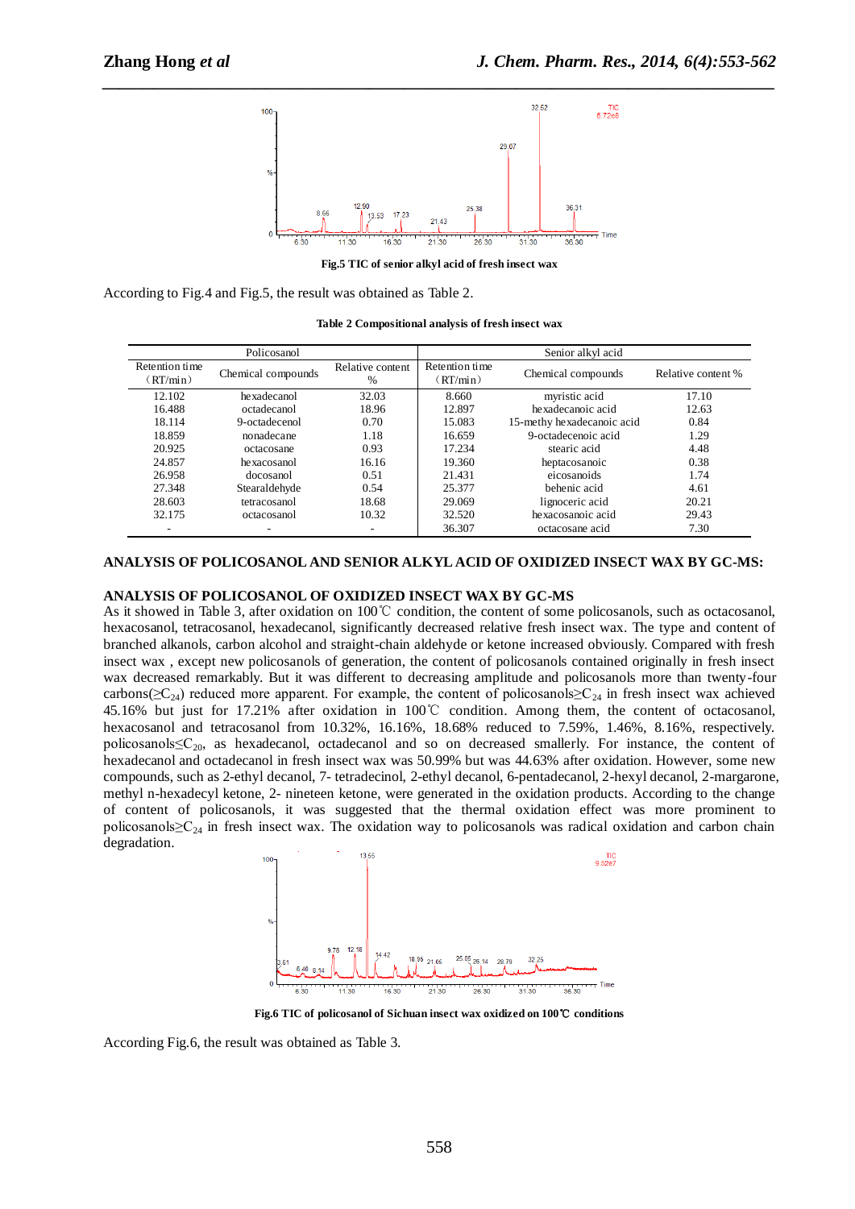Fig.5 TIC of senior alkyl acid of fresh insect wax

According to Fig.4 and Fig.5, the result was obtained as Table 2.

**Table 2 Compositional analysis of fresh insect wax**

| Policosanol | | | Senior alkyl acid | | |
|---|---|---|---|---|---|
| Retention time (RT/min) | Chemical compounds | Relative content % | Retention time (RT/min) | Chemical compounds | Relative content % |
| 12.102 | hexadecanol | 32.03 | 8.660 | myristic acid | 17.10 |
| 16.488 | octadecanol | 18.96 | 12.897 | hexadecanoic acid | 12.63 |
| 18.114 | 9-octadecenol | 0.70 | 15.083 | 15-methy hexadecanoic acid | 0.84 |
| 18.859 | nonadecane | 1.18 | 16.659 | 9-octadecenoic acid | 1.29 |
| 20.925 | octacosane | 0.93 | 17.234 | stearic acid | 4.48 |
| 24.857 | hexacosanol | 16.16 | 19.360 | heptacosanoic | 0.38 |
| 26.958 | docosanol | 0.51 | 21.431 | eicosanoids | 1.74 |
| 27.348 | Stearaldehyde | 0.54 | 25.377 | behenic acid | 4.61 |
| 28.603 | tetracosanol | 18.68 | 29.069 | lignoceric acid | 20.21 |
| 32.175 | octacosanol | 10.32 | 32.520 | hexacosanoic acid | 29.43 |
| - | - | - | 36.307 | octacosane acid | 7.30 |

**ANALYSIS OF POLICOSANOL AND SENIOR ALKYL ACID OF OXIDIZED INSECT WAX BY GC-MS:**

**ANALYSIS OF POLICOSANOL OF OXIDIZED INSECT WAX BY GC-MS**

As it showed in Table 3, after oxidation on 100℃ condition, the content of some policosanols, such as octacosanol, hexacosanol, tetracosanol, hexadecanol, significantly decreased relative fresh insect wax. The type and content of branched alkanols, carbon alcohol and straight-chain aldehyde or ketone increased obviously. Compared with fresh insect wax , except new policosanols of generation, the content of policosanols contained originally in fresh insect wax decreased remarkably. But it was different to decreasing amplitude and policosanols more than twenty-four carbons($\geq C_{24}$) reduced more apparent. For example, the content of policosanols$\geq C_{24}$ in fresh insect wax achieved 45.16% but just for 17.21% after oxidation in 100℃ condition. Among them, the content of octacosanol, hexacosanol and tetracosanol from 10.32%, 16.16%, 18.68% reduced to 7.59%, 1.46%, 8.16%, respectively. policosanols$\leq C_{20}$, as hexadecanol, octadecanol and so on decreased smallerly. For instance, the content of hexadecanol and octadecanol in fresh insect wax was 50.99% but was 44.63% after oxidation. However, some new compounds, such as 2-ethyl decanol, 7- tetradecinol, 2-ethyl decanol, 6-pentadecanol, 2-hexyl decanol, 2-margarone, methyl n-hexadecyl ketone, 2- nineteen ketone, were generated in the oxidation products. According to the change of content of policosanols, it was suggested that the thermal oxidation effect was more prominent to policosanols$\geq C_{24}$ in fresh insect wax. The oxidation way to policosanols was radical oxidation and carbon chain degradation.

Fig.6 TIC of policosanol of Sichuan insect wax oxidized on 100℃ conditions

According Fig.6, the result was obtained as Table 3.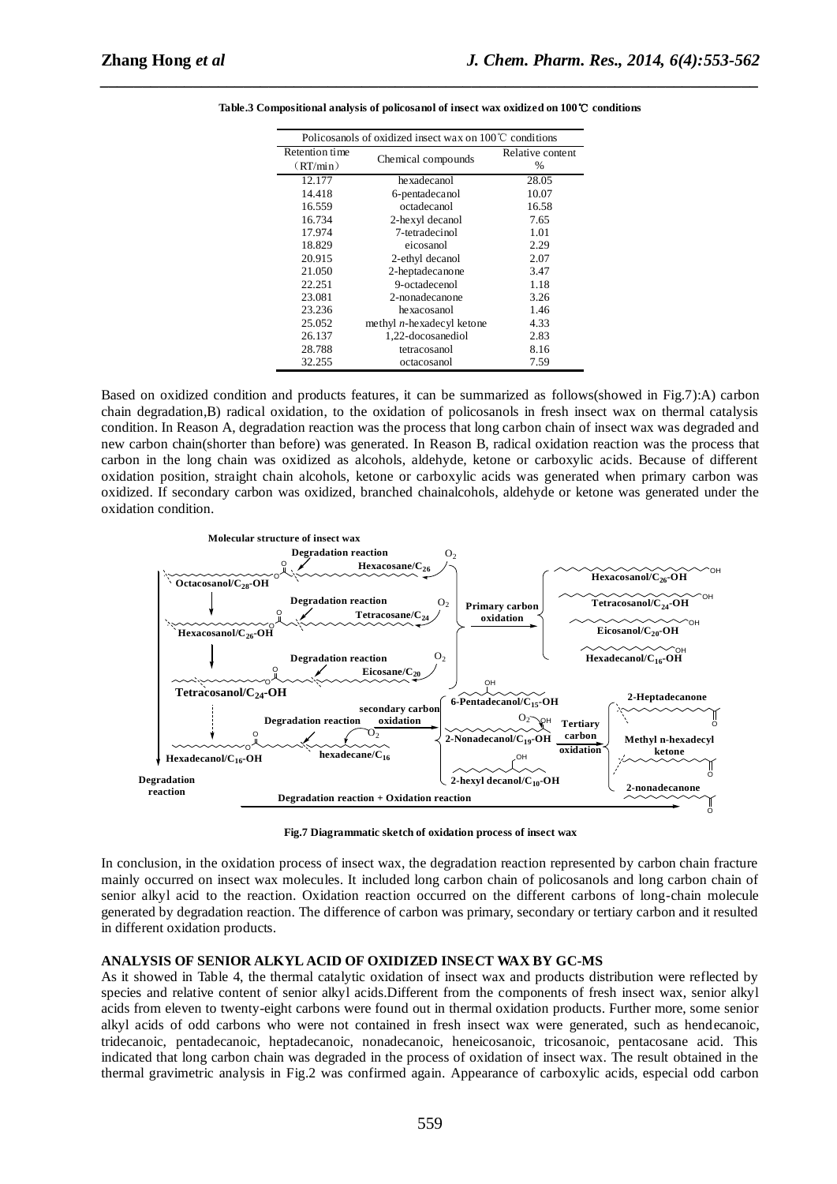**Table.3 Compositional analysis of policosanol of insect wax oxidized on 100℃ conditions**

| Policosanols of oxidized insect wax on 100℃ conditions | | |
|---|---|---|
| Retention time (RT/min) | Chemical compounds | Relative content % |
| 12.177 | hexadecanol | 28.05 |
| 14.418 | 6-pentadecanol | 10.07 |
| 16.559 | octadecanol | 16.58 |
| 16.734 | 2-hexyl decanol | 7.65 |
| 17.974 | 7-tetradecinol | 1.01 |
| 18.829 | eicosanol | 2.29 |
| 20.915 | 2-ethyl decanol | 2.07 |
| 21.050 | 2-heptadecanone | 3.47 |
| 22.251 | 9-octadecenol | 1.18 |
| 23.081 | 2-nonadecanone | 3.26 |
| 23.236 | hexacosanol | 1.46 |
| 25.052 | methyl *n*-hexadecyl ketone | 4.33 |
| 26.137 | 1,22-docosanediol | 2.83 |
| 28.788 | tetracosanol | 8.16 |
| 32.255 | octacosanol | 7.59 |

Based on oxidized condition and products features, it can be summarized as follows(showed in Fig.7):A) carbon chain degradation,B) radical oxidation, to the oxidation of policosanols in fresh insect wax on thermal catalysis condition. In Reason A, degradation reaction was the process that long carbon chain of insect wax was degraded and new carbon chain(shorter than before) was generated. In Reason B, radical oxidation reaction was the process that carbon in the long chain was oxidized as alcohols, aldehyde, ketone or carboxylic acids. Because of different oxidation position, straight chain alcohols, ketone or carboxylic acids was generated when primary carbon was oxidized. If secondary carbon was oxidized, branched chainalcohols, aldehyde or ketone was generated under the oxidation condition.

**Fig.7 Diagrammatic sketch of oxidation process of insect wax**

In conclusion, in the oxidation process of insect wax, the degradation reaction represented by carbon chain fracture mainly occurred on insect wax molecules. It included long carbon chain of policosanols and long carbon chain of senior alkyl acid to the reaction. Oxidation reaction occurred on the different carbons of long-chain molecule generated by degradation reaction. The difference of carbon was primary, secondary or tertiary carbon and it resulted in different oxidation products.

## ANALYSIS OF SENIOR ALKYL ACID OF OXIDIZED INSECT WAX BY GC-MS

As it showed in Table 4, the thermal catalytic oxidation of insect wax and products distribution were reflected by species and relative content of senior alkyl acids.Different from the components of fresh insect wax, senior alkyl acids from eleven to twenty-eight carbons were found out in thermal oxidation products. Further more, some senior alkyl acids of odd carbons who were not contained in fresh insect wax were generated, such as hendecanoic, tridecanoic, pentadecanoic, heptadecanoic, nonadecanoic, heneicosanoic, tricosanoic, pentacosane acid. This indicated that long carbon chain was degraded in the process of oxidation of insect wax. The result obtained in the thermal gravimetric analysis in Fig.2 was confirmed again. Appearance of carboxylic acids, especial odd carbon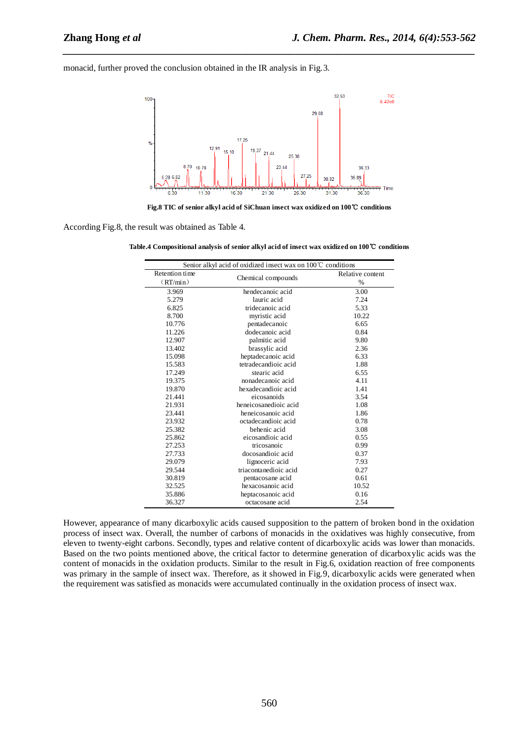monacid, further proved the conclusion obtained in the IR analysis in Fig.3.

**Fig.8 TIC of senior alkyl acid of SiChuan insect wax oxidized on 100℃ conditions**

According Fig.8, the result was obtained as Table 4.

**Table.4 Compositional analysis of senior alkyl acid of insect wax oxidized on 100℃ conditions**

| Senior alkyl acid of oxidized insect wax on 100℃ conditions | | |
|---|---|---|
| Retention time (RT/min) | Chemical compounds | Relative content % |
| 3.969 | hendecanoic acid | 3.00 |
| 5.279 | lauric acid | 7.24 |
| 6.825 | tridecanoic acid | 5.33 |
| 8.700 | myristic acid | 10.22 |
| 10.776 | pentadecanoic | 6.65 |
| 11.226 | dodecanoic acid | 0.84 |
| 12.907 | palmitic acid | 9.80 |
| 13.402 | brassylic acid | 2.36 |
| 15.098 | heptadecanoic acid | 6.33 |
| 15.583 | tetradecandioic acid | 1.88 |
| 17.249 | stearic acid | 6.55 |
| 19.375 | nonadecanoic acid | 4.11 |
| 19.870 | hexadecandioic acid | 1.41 |
| 21.441 | eicosanoids | 3.54 |
| 21.931 | heneicosanedioic acid | 1.08 |
| 23.441 | heneicosanoic acid | 1.86 |
| 23.932 | octadecandioic acid | 0.78 |
| 25.382 | behenic acid | 3.08 |
| 25.862 | eicosandioic acid | 0.55 |
| 27.253 | tricosanoic | 0.99 |
| 27.733 | docosandioic acid | 0.37 |
| 29.079 | lignoceric acid | 7.93 |
| 29.544 | triacontanedioic acid | 0.27 |
| 30.819 | pentacosane acid | 0.61 |
| 32.525 | hexacosanoic acid | 10.52 |
| 35.886 | heptacosanoic acid | 0.16 |
| 36.327 | octacosane acid | 2.54 |

However, appearance of many dicarboxylic acids caused supposition to the pattern of broken bond in the oxidation process of insect wax. Overall, the number of carbons of monacids in the oxidatives was highly consecutive, from eleven to twenty-eight carbons. Secondly, types and relative content of dicarboxylic acids was lower than monacids. Based on the two points mentioned above, the critical factor to determine generation of dicarboxylic acids was the content of monacids in the oxidation products. Similar to the result in Fig.6, oxidation reaction of free components was primary in the sample of insect wax. Therefore, as it showed in Fig.9, dicarboxylic acids were generated when the requirement was satisfied as monacids were accumulated continually in the oxidation process of insect wax.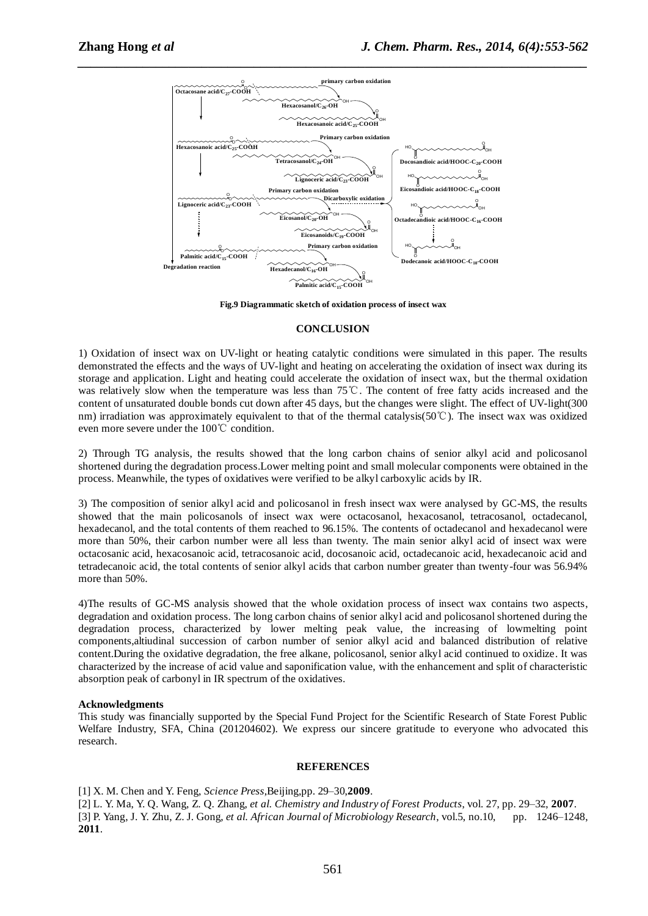Fig.9 Diagrammatic sketch of oxidation process of insect wax

## CONCLUSION

1) Oxidation of insect wax on UV-light or heating catalytic conditions were simulated in this paper. The results demonstrated the effects and the ways of UV-light and heating on accelerating the oxidation of insect wax during its storage and application. Light and heating could accelerate the oxidation of insect wax, but the thermal oxidation was relatively slow when the temperature was less than 75℃. The content of free fatty acids increased and the content of unsaturated double bonds cut down after 45 days, but the changes were slight. The effect of UV-light(300 nm) irradiation was approximately equivalent to that of the thermal catalysis(50℃). The insect wax was oxidized even more severe under the 100℃ condition.

2) Through TG analysis, the results showed that the long carbon chains of senior alkyl acid and policosanol shortened during the degradation process.Lower melting point and small molecular components were obtained in the process. Meanwhile, the types of oxidatives were verified to be alkyl carboxylic acids by IR.

3) The composition of senior alkyl acid and policosanol in fresh insect wax were analysed by GC-MS, the results showed that the main policosanols of insect wax were octacosanol, hexacosanol, tetracosanol, octadecanol, hexadecanol, and the total contents of them reached to 96.15%. The contents of octadecanol and hexadecanol were more than 50%, their carbon number were all less than twenty. The main senior alkyl acid of insect wax were octacosanic acid, hexacosanoic acid, tetracosanoic acid, docosanoic acid, octadecanoic acid, hexadecanoic acid and tetradecanoic acid, the total contents of senior alkyl acids that carbon number greater than twenty-four was 56.94% more than 50%.

4)The results of GC-MS analysis showed that the whole oxidation process of insect wax contains two aspects, degradation and oxidation process. The long carbon chains of senior alkyl acid and policosanol shortened during the degradation process, characterized by lower melting peak value, the increasing of lowmelting point components,altiudinal succession of carbon number of senior alkyl acid and balanced distribution of relative content.During the oxidative degradation, the free alkane, policosanol, senior alkyl acid continued to oxidize. It was characterized by the increase of acid value and saponification value, with the enhancement and split of characteristic absorption peak of carbonyl in IR spectrum of the oxidatives.

### Acknowledgments

This study was financially supported by the Special Fund Project for the Scientific Research of State Forest Public Welfare Industry, SFA, China (201204602). We express our sincere gratitude to everyone who advocated this research.

## REFERENCES

[1] X. M. Chen and Y. Feng, *Science Press*,Beijing,pp. 29–30,**2009**.

[2] L. Y. Ma, Y. Q. Wang, Z. Q. Zhang, *et al. Chemistry and Industry of Forest Products*, vol. 27, pp. 29–32, **2007**.

[3] P. Yang, J. Y. Zhu, Z. J. Gong, *et al. African Journal of Microbiology Research*, vol.5, no.10, pp. 1246–1248, **2011**.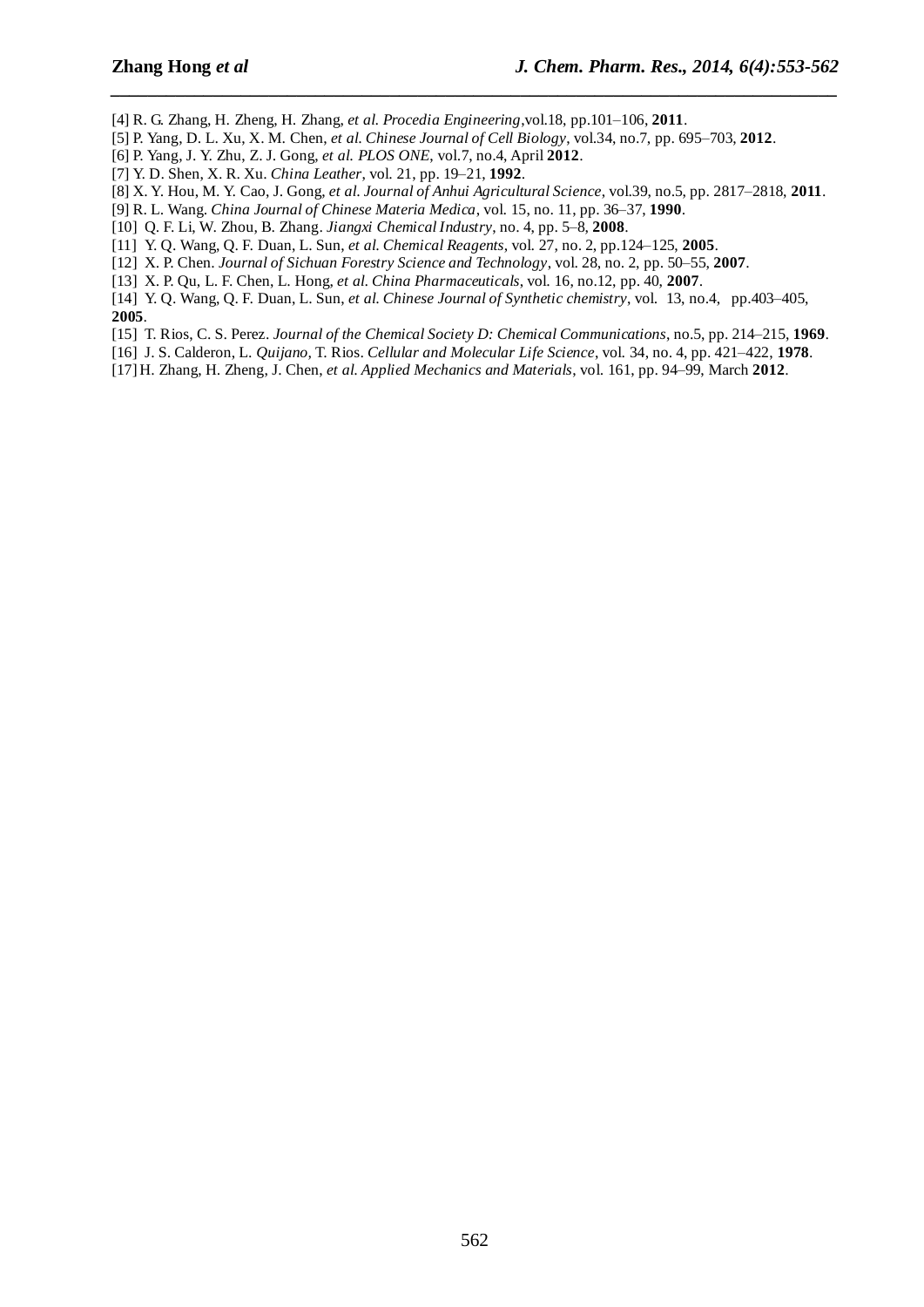[4] R. G. Zhang, H. Zheng, H. Zhang, *et al. Procedia Engineering*,vol.18, pp.101–106, **2011**.

[5] P. Yang, D. L. Xu, X. M. Chen, *et al. Chinese Journal of Cell Biology*, vol.34, no.7, pp. 695–703, **2012**.

[6] P. Yang, J. Y. Zhu, Z. J. Gong, *et al. PLOS ONE*, vol.7, no.4, April **2012**.

[7] Y. D. Shen, X. R. Xu. *China Leather*, vol. 21, pp. 19–21, **1992**.

[8] X. Y. Hou, M. Y. Cao, J. Gong, *et al. Journal of Anhui Agricultural Science*, vol.39, no.5, pp. 2817–2818, **2011**.

[9] R. L. Wang. *China Journal of Chinese Materia Medica*, vol. 15, no. 11, pp. 36–37, **1990**.

[10] Q. F. Li, W. Zhou, B. Zhang. *Jiangxi Chemical Industry*, no. 4, pp. 5–8, **2008**.

[11] Y. Q. Wang, Q. F. Duan, L. Sun, *et al. Chemical Reagents*, vol. 27, no. 2, pp.124–125, **2005**.

[12] X. P. Chen. *Journal of Sichuan Forestry Science and Technology*, vol. 28, no. 2, pp. 50–55, **2007**.

[13] X. P. Qu, L. F. Chen, L. Hong, *et al. China Pharmaceuticals*, vol. 16, no.12, pp. 40, **2007**.

[14] Y. Q. Wang, Q. F. Duan, L. Sun, *et al. Chinese Journal of Synthetic chemistry*, vol. 13, no.4, pp.403–405, **2005**.

[15] T. Rios, C. S. Perez. *Journal of the Chemical Society D: Chemical Communications*, no.5, pp. 214–215, **1969**.

[16] J. S. Calderon, L. *Quijano*, T. Rios. *Cellular and Molecular Life Science*, vol. 34, no. 4, pp. 421–422, **1978**.

[17] H. Zhang, H. Zheng, J. Chen, *et al. Applied Mechanics and Materials*, vol. 161, pp. 94–99, March **2012**.